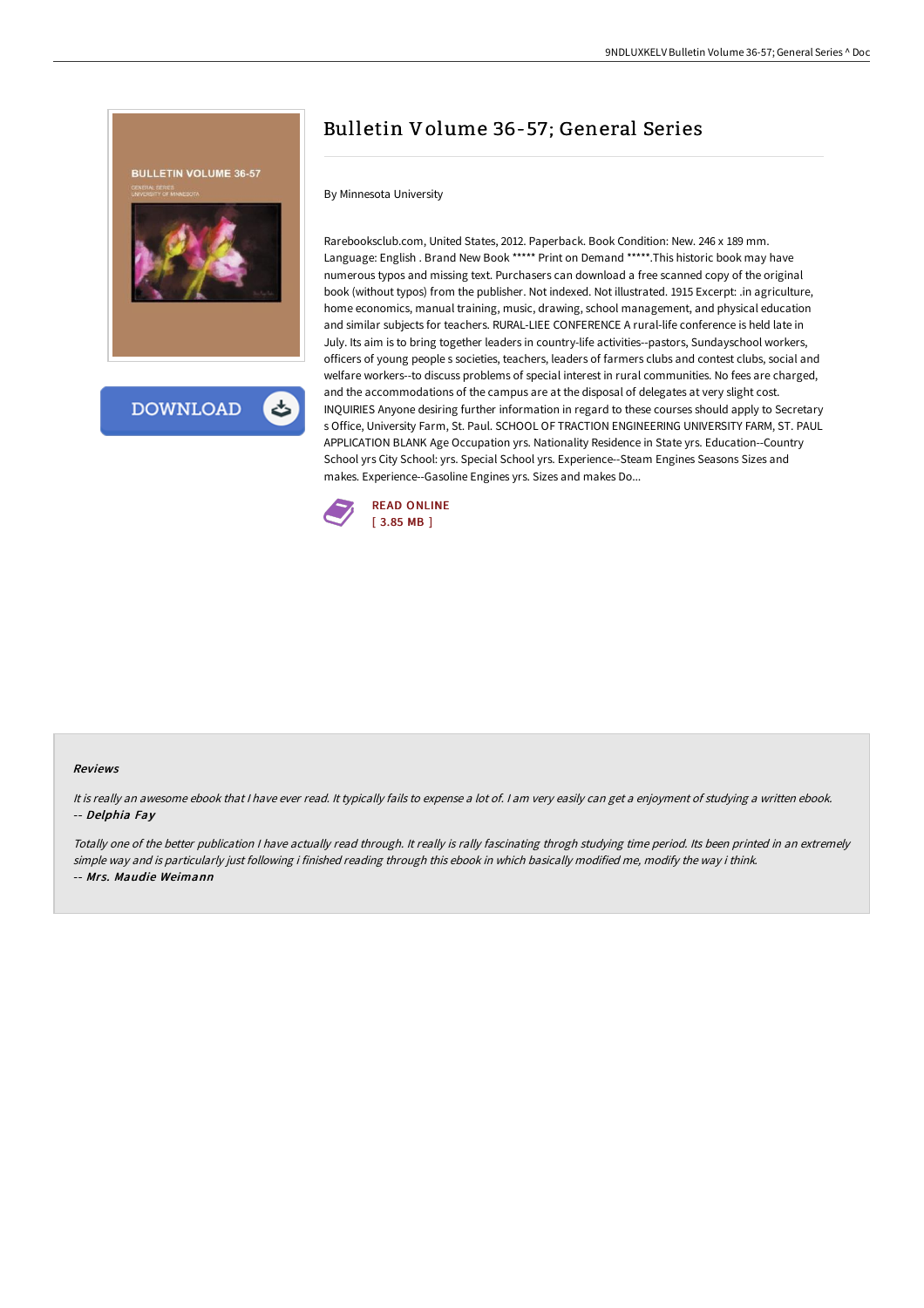# Bulletin Volume 36-57; General Series

By Minnesota University

Rarebooksclub.com, United States, 2012. Paperback. Book Condition: New. 246 x 189 mm. Language: English . Brand New Book ***** Print on Demand *****.This historic book may have numerous typos and missing text. Purchasers can download a free scanned copy of the original book (without typos) from the publisher. Not indexed. Not illustrated. 1915 Excerpt: .in agriculture, home economics, manual training, music, drawing, school management, and physical education and similar subjects for teachers. RURAL-LIEE CONFERENCE A rural-life conference is held late in July. Its aim is to bring together leaders in country-life activities--pastors, Sundayschool workers, officers of young people s societies, teachers, leaders of farmers clubs and contest clubs, social and welfare workers--to discuss problems of special interest in rural communities. No fees are charged, and the accommodations of the campus are at the disposal of delegates at very slight cost. INQUIRIES Anyone desiring further information in regard to these courses should apply to Secretary s Office, University Farm, St. Paul. SCHOOL OF TRACTION ENGINEERING UNIVERSITY FARM, ST. PAUL APPLICATION BLANK Age Occupation yrs. Nationality Residence in State yrs. Education--Country School yrs City School: yrs. Special School yrs. Experience--Steam Engines Seasons Sizes and makes. Experience--Gasoline Engines yrs. Sizes and makes Do...

READ ONLINE
[ 3.85 MB ]

## Reviews

*It is really an awesome ebook that I have ever read. It typically fails to expense a lot of. I am very easily can get a enjoyment of studying a written ebook.*
-- ***Delphia Fay***

*Totally one of the better publication I have actually read through. It really is rally fascinating throgh studying time period. Its been printed in an extremely simple way and is particularly just following i finished reading through this ebook in which basically modified me, modify the way i think.*
-- ***Mrs. Maudie Weimann***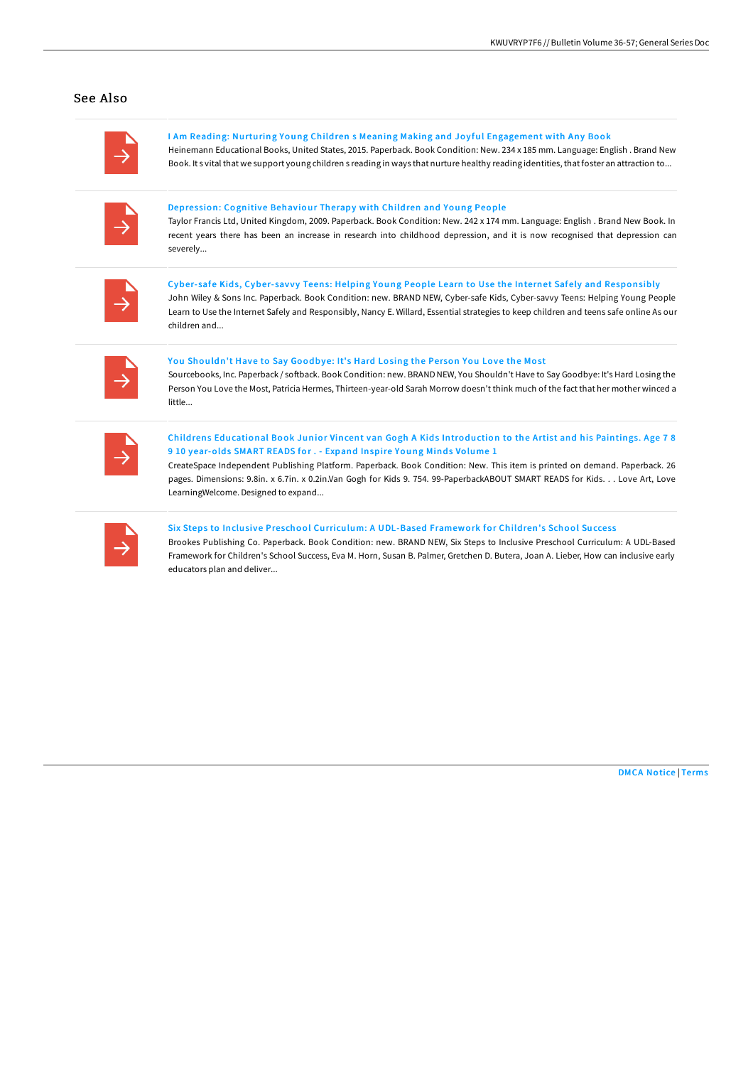## See Also

**I Am Reading: Nurturing Young Children s Meaning Making and Joyful Engagement with Any Book**

Heinemann Educational Books, United States, 2015. Paperback. Book Condition: New. 234 x 185 mm. Language: English . Brand New Book. It s vital that we support young children s reading in ways that nurture healthy reading identities, that foster an attraction to...

**Depression: Cognitive Behaviour Therapy with Children and Young People**

Taylor Francis Ltd, United Kingdom, 2009. Paperback. Book Condition: New. 242 x 174 mm. Language: English . Brand New Book. In recent years there has been an increase in research into childhood depression, and it is now recognised that depression can severely...

**Cyber-safe Kids, Cyber-savvy Teens: Helping Young People Learn to Use the Internet Safely and Responsibly**

John Wiley & Sons Inc. Paperback. Book Condition: new. BRAND NEW, Cyber-safe Kids, Cyber-savvy Teens: Helping Young People Learn to Use the Internet Safely and Responsibly, Nancy E. Willard, Essential strategies to keep children and teens safe online As our children and...

**You Shouldn't Have to Say Goodbye: It's Hard Losing the Person You Love the Most**

Sourcebooks, Inc. Paperback / softback. Book Condition: new. BRAND NEW, You Shouldn't Have to Say Goodbye: It's Hard Losing the Person You Love the Most, Patricia Hermes, Thirteen-year-old Sarah Morrow doesn't think much of the fact that her mother winced a little...

**Childrens Educational Book Junior Vincent van Gogh A Kids Introduction to the Artist and his Paintings. Age 7 8 9 10 year-olds SMART READS for . - Expand Inspire Young Minds Volume 1**

CreateSpace Independent Publishing Platform. Paperback. Book Condition: New. This item is printed on demand. Paperback. 26 pages. Dimensions: 9.8in. x 6.7in. x 0.2in.Van Gogh for Kids 9. 754. 99-PaperbackABOUT SMART READS for Kids. . . Love Art, Love LearningWelcome. Designed to expand...

**Six Steps to Inclusive Preschool Curriculum: A UDL-Based Framework for Children's School Success**

Brookes Publishing Co. Paperback. Book Condition: new. BRAND NEW, Six Steps to Inclusive Preschool Curriculum: A UDL-Based Framework for Children's School Success, Eva M. Horn, Susan B. Palmer, Gretchen D. Butera, Joan A. Lieber, How can inclusive early educators plan and deliver...